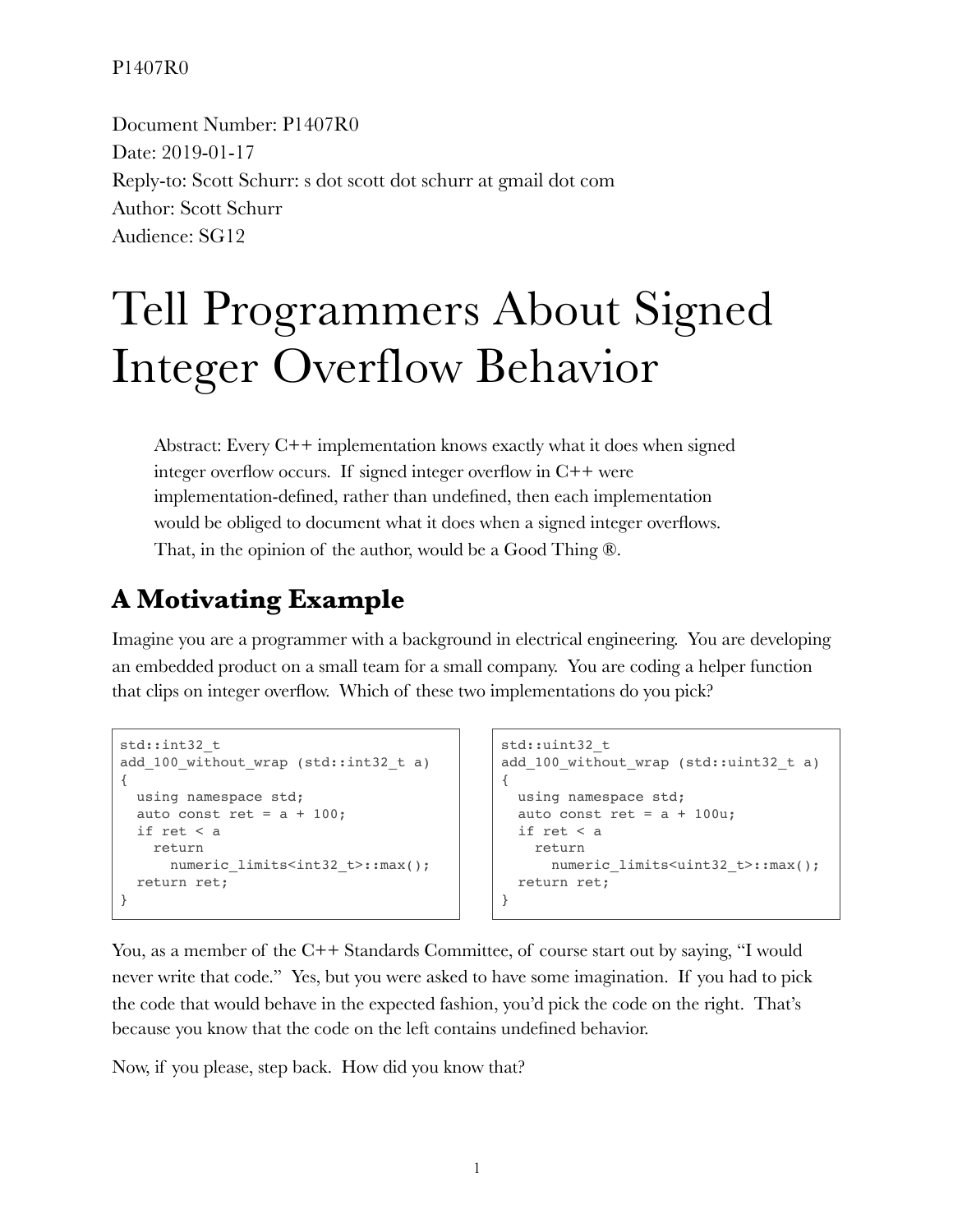Document Number: P1407R0
Date: 2019-01-17
Reply-to: Scott Schurr: s dot scott dot schurr at gmail dot com
Author: Scott Schurr
Audience: SG12

# Tell Programmers About Signed Integer Overflow Behavior

> Abstract: Every C++ implementation knows exactly what it does when signed integer overflow occurs. If signed integer overflow in C++ were implementation-defined, rather than undefined, then each implementation would be obliged to document what it does when a signed integer overflows. That, in the opinion of the author, would be a Good Thing ®.

## A Motivating Example

Imagine you are a programmer with a background in electrical engineering. You are developing an embedded product on a small team for a small company. You are coding a helper function that clips on integer overflow. Which of these two implementations do you pick?

```
std::int32_t
add_100_without_wrap (std::int32_t a)
{
  using namespace std;
  auto const ret = a + 100;
  if ret < a
    return
      numeric_limits<int32_t>::max();
  return ret;
}
```

```
std::uint32_t
add_100_without_wrap (std::uint32_t a)
{
  using namespace std;
  auto const ret = a + 100u;
  if ret < a
    return
      numeric_limits<uint32_t>::max();
  return ret;
}
```

You, as a member of the C++ Standards Committee, of course start out by saying, "I would never write that code." Yes, but you were asked to have some imagination. If you had to pick the code that would behave in the expected fashion, you'd pick the code on the right. That's because you know that the code on the left contains undefined behavior.

Now, if you please, step back. How did you know that?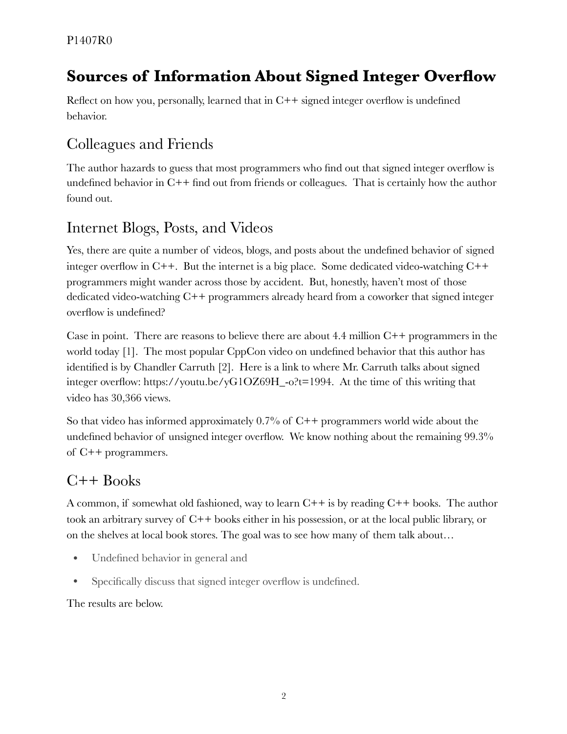# Sources of Information About Signed Integer Overflow

Reflect on how you, personally, learned that in C++ signed integer overflow is undefined behavior.

## Colleagues and Friends

The author hazards to guess that most programmers who find out that signed integer overflow is undefined behavior in C++ find out from friends or colleagues. That is certainly how the author found out.

## Internet Blogs, Posts, and Videos

Yes, there are quite a number of videos, blogs, and posts about the undefined behavior of signed integer overflow in C++. But the internet is a big place. Some dedicated video-watching C++ programmers might wander across those by accident. But, honestly, haven't most of those dedicated video-watching C++ programmers already heard from a coworker that signed integer overflow is undefined?

Case in point. There are reasons to believe there are about 4.4 million C++ programmers in the world today [1]. The most popular CppCon video on undefined behavior that this author has identified is by Chandler Carruth [2]. Here is a link to where Mr. Carruth talks about signed integer overflow: https://youtu.be/yG1OZ69H_-o?t=1994. At the time of this writing that video has 30,366 views.

So that video has informed approximately 0.7% of C++ programmers world wide about the undefined behavior of unsigned integer overflow. We know nothing about the remaining 99.3% of C++ programmers.

## C++ Books

A common, if somewhat old fashioned, way to learn C++ is by reading C++ books. The author took an arbitrary survey of C++ books either in his possession, or at the local public library, or on the shelves at local book stores. The goal was to see how many of them talk about…

- Undefined behavior in general and
- Specifically discuss that signed integer overflow is undefined.

The results are below.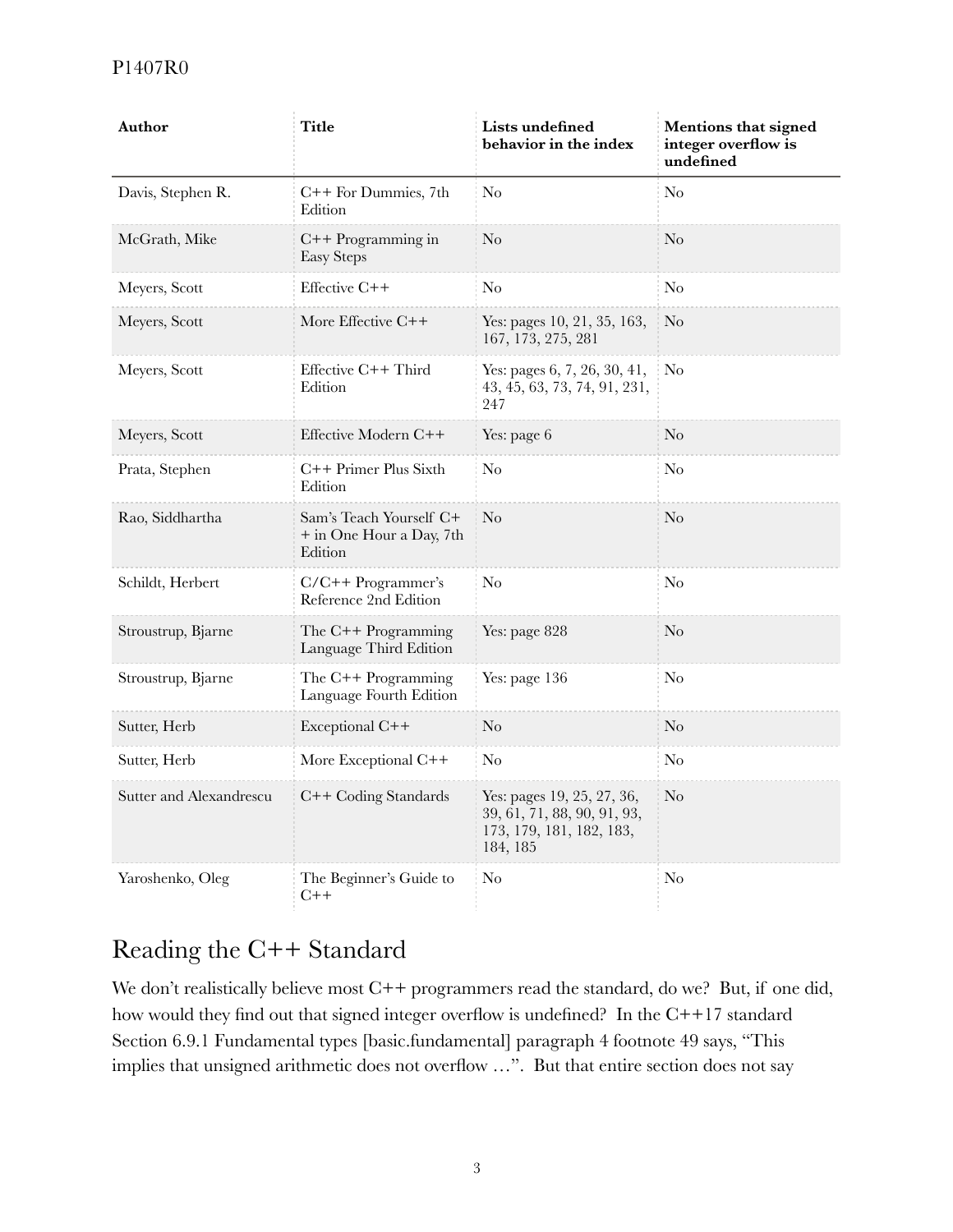| Author | Title | Lists undefined behavior in the index | Mentions that signed integer overflow is undefined |
|---|---|---|---|
| Davis, Stephen R. | C++ For Dummies, 7th Edition | No | No |
| McGrath, Mike | C++ Programming in Easy Steps | No | No |
| Meyers, Scott | Effective C++ | No | No |
| Meyers, Scott | More Effective C++ | Yes: pages 10, 21, 35, 163, 167, 173, 275, 281 | No |
| Meyers, Scott | Effective C++ Third Edition | Yes: pages 6, 7, 26, 30, 41, 43, 45, 63, 73, 74, 91, 231, 247 | No |
| Meyers, Scott | Effective Modern C++ | Yes: page 6 | No |
| Prata, Stephen | C++ Primer Plus Sixth Edition | No | No |
| Rao, Siddhartha | Sam's Teach Yourself C++ in One Hour a Day, 7th Edition | No | No |
| Schildt, Herbert | C/C++ Programmer's Reference 2nd Edition | No | No |
| Stroustrup, Bjarne | The C++ Programming Language Third Edition | Yes: page 828 | No |
| Stroustrup, Bjarne | The C++ Programming Language Fourth Edition | Yes: page 136 | No |
| Sutter, Herb | Exceptional C++ | No | No |
| Sutter, Herb | More Exceptional C++ | No | No |
| Sutter and Alexandrescu | C++ Coding Standards | Yes: pages 19, 25, 27, 36, 39, 61, 71, 88, 90, 91, 93, 173, 179, 181, 182, 183, 184, 185 | No |
| Yaroshenko, Oleg | The Beginner's Guide to C++ | No | No |

## Reading the C++ Standard

We don't realistically believe most C++ programmers read the standard, do we? But, if one did, how would they find out that signed integer overflow is undefined? In the C++17 standard Section 6.9.1 Fundamental types [basic.fundamental] paragraph 4 footnote 49 says, "This implies that unsigned arithmetic does not overflow …". But that entire section does not say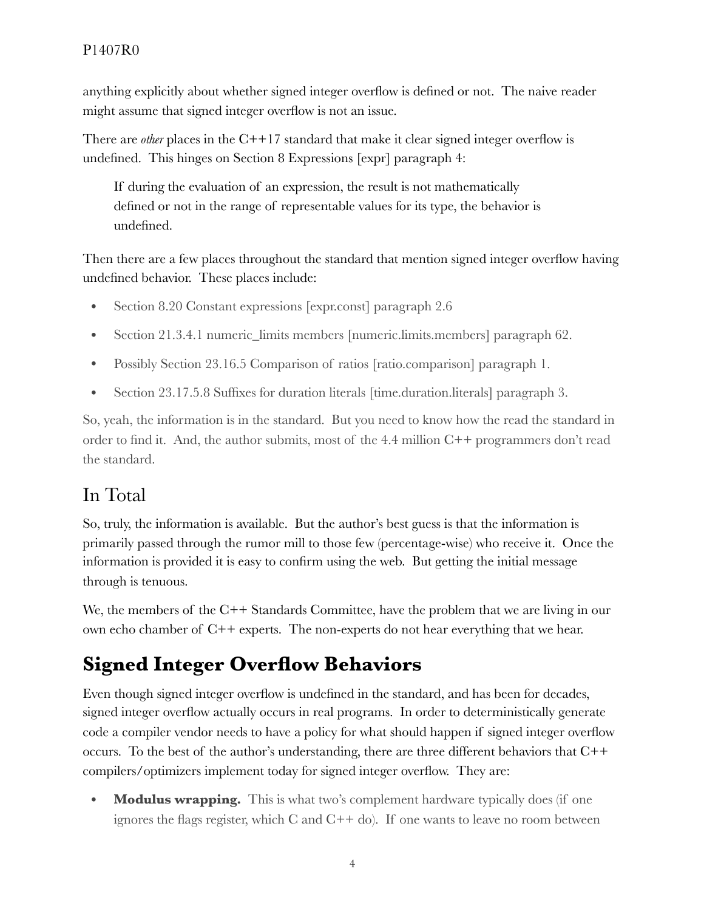anything explicitly about whether signed integer overflow is defined or not. The naive reader might assume that signed integer overflow is not an issue.

There are *other* places in the C++17 standard that make it clear signed integer overflow is undefined. This hinges on Section 8 Expressions [expr] paragraph 4:

> If during the evaluation of an expression, the result is not mathematically defined or not in the range of representable values for its type, the behavior is undefined.

Then there are a few places throughout the standard that mention signed integer overflow having undefined behavior. These places include:

- Section 8.20 Constant expressions [expr.const] paragraph 2.6
- Section 21.3.4.1 numeric_limits members [numeric.limits.members] paragraph 62.
- Possibly Section 23.16.5 Comparison of ratios [ratio.comparison] paragraph 1.
- Section 23.17.5.8 Suffixes for duration literals [time.duration.literals] paragraph 3.

So, yeah, the information is in the standard. But you need to know how the read the standard in order to find it. And, the author submits, most of the 4.4 million C++ programmers don't read the standard.

## In Total

So, truly, the information is available. But the author's best guess is that the information is primarily passed through the rumor mill to those few (percentage-wise) who receive it. Once the information is provided it is easy to confirm using the web. But getting the initial message through is tenuous.

We, the members of the C++ Standards Committee, have the problem that we are living in our own echo chamber of C++ experts. The non-experts do not hear everything that we hear.

# Signed Integer Overflow Behaviors

Even though signed integer overflow is undefined in the standard, and has been for decades, signed integer overflow actually occurs in real programs. In order to deterministically generate code a compiler vendor needs to have a policy for what should happen if signed integer overflow occurs. To the best of the author's understanding, there are three different behaviors that C++ compilers/optimizers implement today for signed integer overflow. They are:

- **Modulus wrapping.** This is what two's complement hardware typically does (if one ignores the flags register, which C and C++ do). If one wants to leave no room between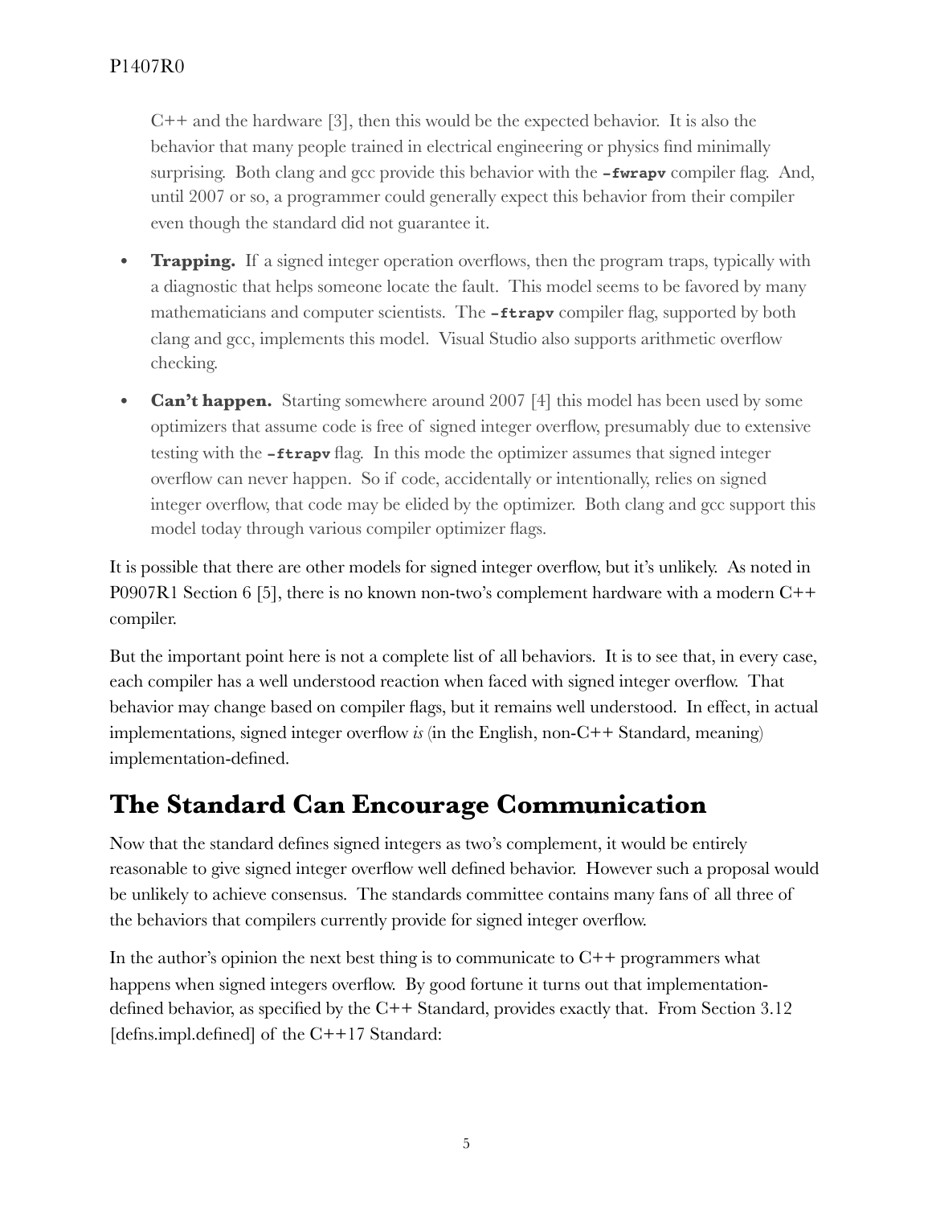C++ and the hardware [3], then this would be the expected behavior. It is also the behavior that many people trained in electrical engineering or physics find minimally surprising. Both clang and gcc provide this behavior with the **-fwrapv** compiler flag. And, until 2007 or so, a programmer could generally expect this behavior from their compiler even though the standard did not guarantee it.

- **Trapping.** If a signed integer operation overflows, then the program traps, typically with a diagnostic that helps someone locate the fault. This model seems to be favored by many mathematicians and computer scientists. The **-ftrapv** compiler flag, supported by both clang and gcc, implements this model. Visual Studio also supports arithmetic overflow checking.

- **Can't happen.** Starting somewhere around 2007 [4] this model has been used by some optimizers that assume code is free of signed integer overflow, presumably due to extensive testing with the **-ftrapv** flag. In this mode the optimizer assumes that signed integer overflow can never happen. So if code, accidentally or intentionally, relies on signed integer overflow, that code may be elided by the optimizer. Both clang and gcc support this model today through various compiler optimizer flags.

It is possible that there are other models for signed integer overflow, but it's unlikely. As noted in P0907R1 Section 6 [5], there is no known non-two's complement hardware with a modern C++ compiler.

But the important point here is not a complete list of all behaviors. It is to see that, in every case, each compiler has a well understood reaction when faced with signed integer overflow. That behavior may change based on compiler flags, but it remains well understood. In effect, in actual implementations, signed integer overflow *is* (in the English, non-C++ Standard, meaning) implementation-defined.

# The Standard Can Encourage Communication

Now that the standard defines signed integers as two's complement, it would be entirely reasonable to give signed integer overflow well defined behavior. However such a proposal would be unlikely to achieve consensus. The standards committee contains many fans of all three of the behaviors that compilers currently provide for signed integer overflow.

In the author's opinion the next best thing is to communicate to C++ programmers what happens when signed integers overflow. By good fortune it turns out that implementation-defined behavior, as specified by the C++ Standard, provides exactly that. From Section 3.12 [defns.impl.defined] of the C++17 Standard: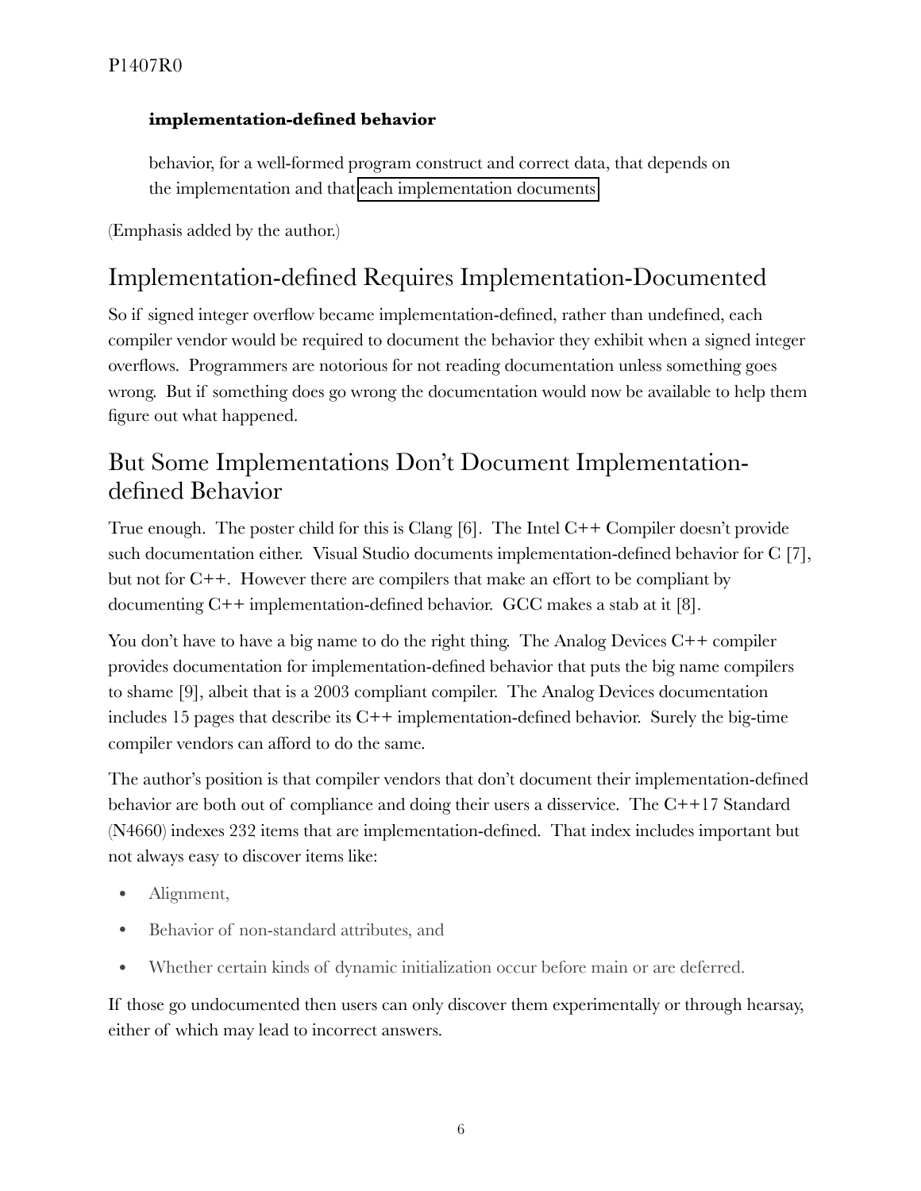**implementation-defined behavior**

> behavior, for a well-formed program construct and correct data, that depends on the implementation and that each implementation documents

(Emphasis added by the author.)

## Implementation-defined Requires Implementation-Documented

So if signed integer overflow became implementation-defined, rather than undefined, each compiler vendor would be required to document the behavior they exhibit when a signed integer overflows. Programmers are notorious for not reading documentation unless something goes wrong. But if something does go wrong the documentation would now be available to help them figure out what happened.

## But Some Implementations Don't Document Implementation-defined Behavior

True enough. The poster child for this is Clang [6]. The Intel C++ Compiler doesn't provide such documentation either. Visual Studio documents implementation-defined behavior for C [7], but not for C++. However there are compilers that make an effort to be compliant by documenting C++ implementation-defined behavior. GCC makes a stab at it [8].

You don't have to have a big name to do the right thing. The Analog Devices C++ compiler provides documentation for implementation-defined behavior that puts the big name compilers to shame [9], albeit that is a 2003 compliant compiler. The Analog Devices documentation includes 15 pages that describe its C++ implementation-defined behavior. Surely the big-time compiler vendors can afford to do the same.

The author's position is that compiler vendors that don't document their implementation-defined behavior are both out of compliance and doing their users a disservice. The C++17 Standard (N4660) indexes 232 items that are implementation-defined. That index includes important but not always easy to discover items like:

- Alignment,
- Behavior of non-standard attributes, and
- Whether certain kinds of dynamic initialization occur before main or are deferred.

If those go undocumented then users can only discover them experimentally or through hearsay, either of which may lead to incorrect answers.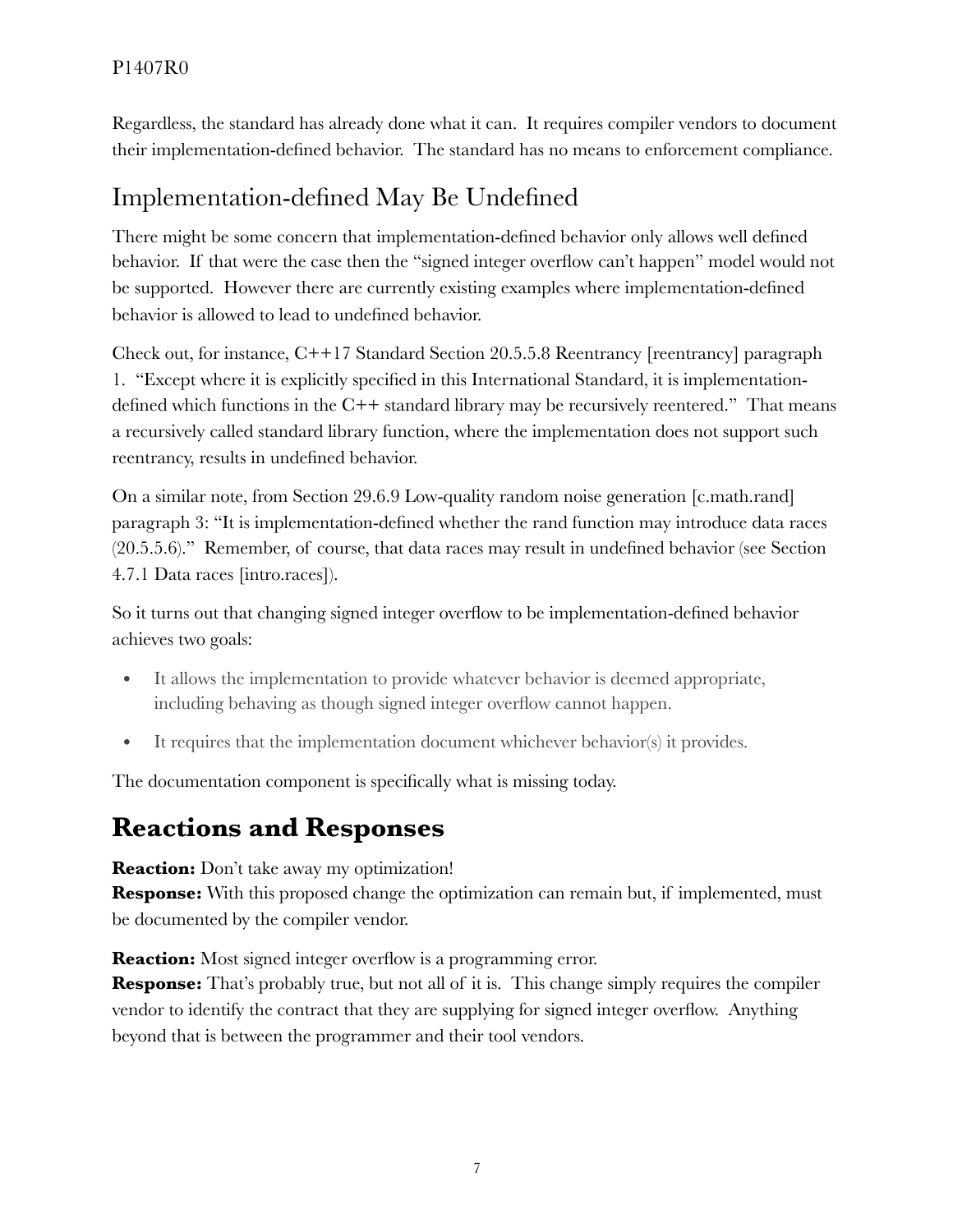Regardless, the standard has already done what it can. It requires compiler vendors to document their implementation-defined behavior. The standard has no means to enforcement compliance.

## Implementation-defined May Be Undefined

There might be some concern that implementation-defined behavior only allows well defined behavior. If that were the case then the "signed integer overflow can't happen" model would not be supported. However there are currently existing examples where implementation-defined behavior is allowed to lead to undefined behavior.

Check out, for instance, C++17 Standard Section 20.5.5.8 Reentrancy [reentrancy] paragraph 1. "Except where it is explicitly specified in this International Standard, it is implementation-defined which functions in the C++ standard library may be recursively reentered." That means a recursively called standard library function, where the implementation does not support such reentrancy, results in undefined behavior.

On a similar note, from Section 29.6.9 Low-quality random noise generation [c.math.rand] paragraph 3: "It is implementation-defined whether the rand function may introduce data races (20.5.5.6)." Remember, of course, that data races may result in undefined behavior (see Section 4.7.1 Data races [intro.races]).

So it turns out that changing signed integer overflow to be implementation-defined behavior achieves two goals:

- It allows the implementation to provide whatever behavior is deemed appropriate, including behaving as though signed integer overflow cannot happen.
- It requires that the implementation document whichever behavior(s) it provides.

The documentation component is specifically what is missing today.

# Reactions and Responses

**Reaction:** Don't take away my optimization!
**Response:** With this proposed change the optimization can remain but, if implemented, must be documented by the compiler vendor.

**Reaction:** Most signed integer overflow is a programming error.
**Response:** That's probably true, but not all of it is. This change simply requires the compiler vendor to identify the contract that they are supplying for signed integer overflow. Anything beyond that is between the programmer and their tool vendors.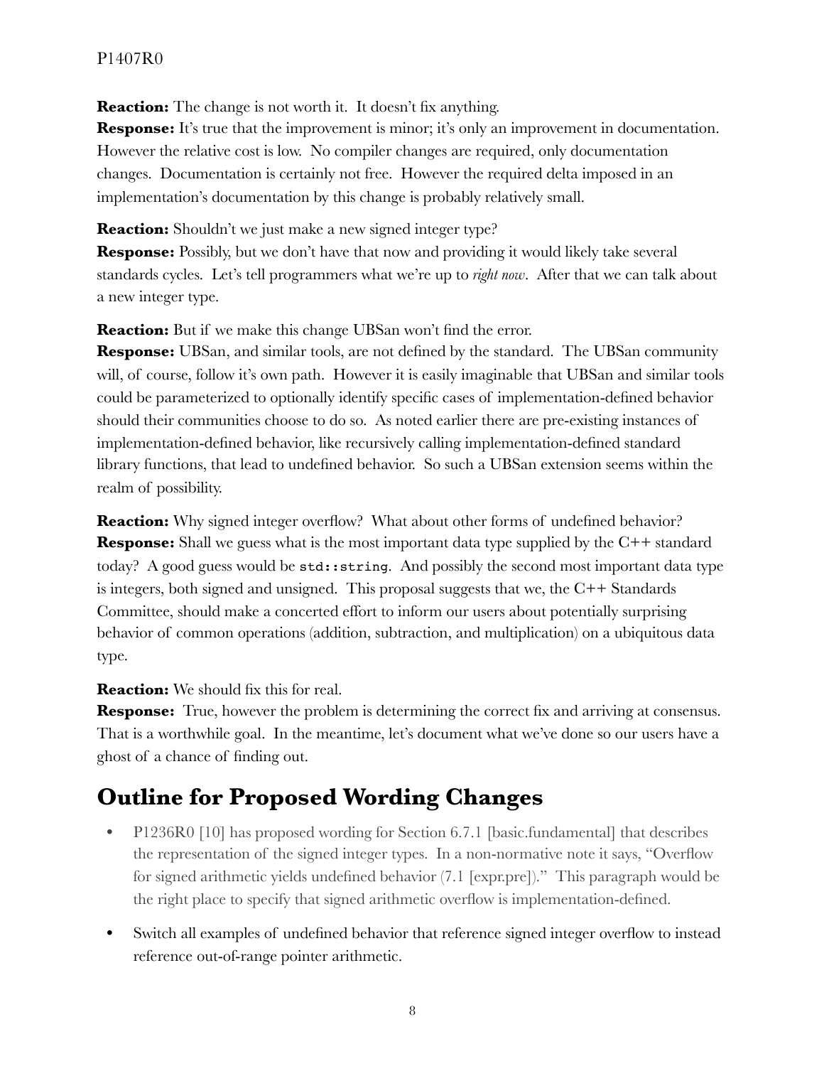**Reaction:** The change is not worth it. It doesn't fix anything.
**Response:** It's true that the improvement is minor; it's only an improvement in documentation. However the relative cost is low. No compiler changes are required, only documentation changes. Documentation is certainly not free. However the required delta imposed in an implementation's documentation by this change is probably relatively small.

**Reaction:** Shouldn't we just make a new signed integer type?
**Response:** Possibly, but we don't have that now and providing it would likely take several standards cycles. Let's tell programmers what we're up to *right now*. After that we can talk about a new integer type.

**Reaction:** But if we make this change UBSan won't find the error.
**Response:** UBSan, and similar tools, are not defined by the standard. The UBSan community will, of course, follow it's own path. However it is easily imaginable that UBSan and similar tools could be parameterized to optionally identify specific cases of implementation-defined behavior should their communities choose to do so. As noted earlier there are pre-existing instances of implementation-defined behavior, like recursively calling implementation-defined standard library functions, that lead to undefined behavior. So such a UBSan extension seems within the realm of possibility.

**Reaction:** Why signed integer overflow? What about other forms of undefined behavior?
**Response:** Shall we guess what is the most important data type supplied by the C++ standard today? A good guess would be `std::string`. And possibly the second most important data type is integers, both signed and unsigned. This proposal suggests that we, the C++ Standards Committee, should make a concerted effort to inform our users about potentially surprising behavior of common operations (addition, subtraction, and multiplication) on a ubiquitous data type.

**Reaction:** We should fix this for real.
**Response:** True, however the problem is determining the correct fix and arriving at consensus. That is a worthwhile goal. In the meantime, let's document what we've done so our users have a ghost of a chance of finding out.

# Outline for Proposed Wording Changes

- P1236R0 [10] has proposed wording for Section 6.7.1 [basic.fundamental] that describes the representation of the signed integer types. In a non-normative note it says, "Overflow for signed arithmetic yields undefined behavior (7.1 [expr.pre])." This paragraph would be the right place to specify that signed arithmetic overflow is implementation-defined.
- Switch all examples of undefined behavior that reference signed integer overflow to instead reference out-of-range pointer arithmetic.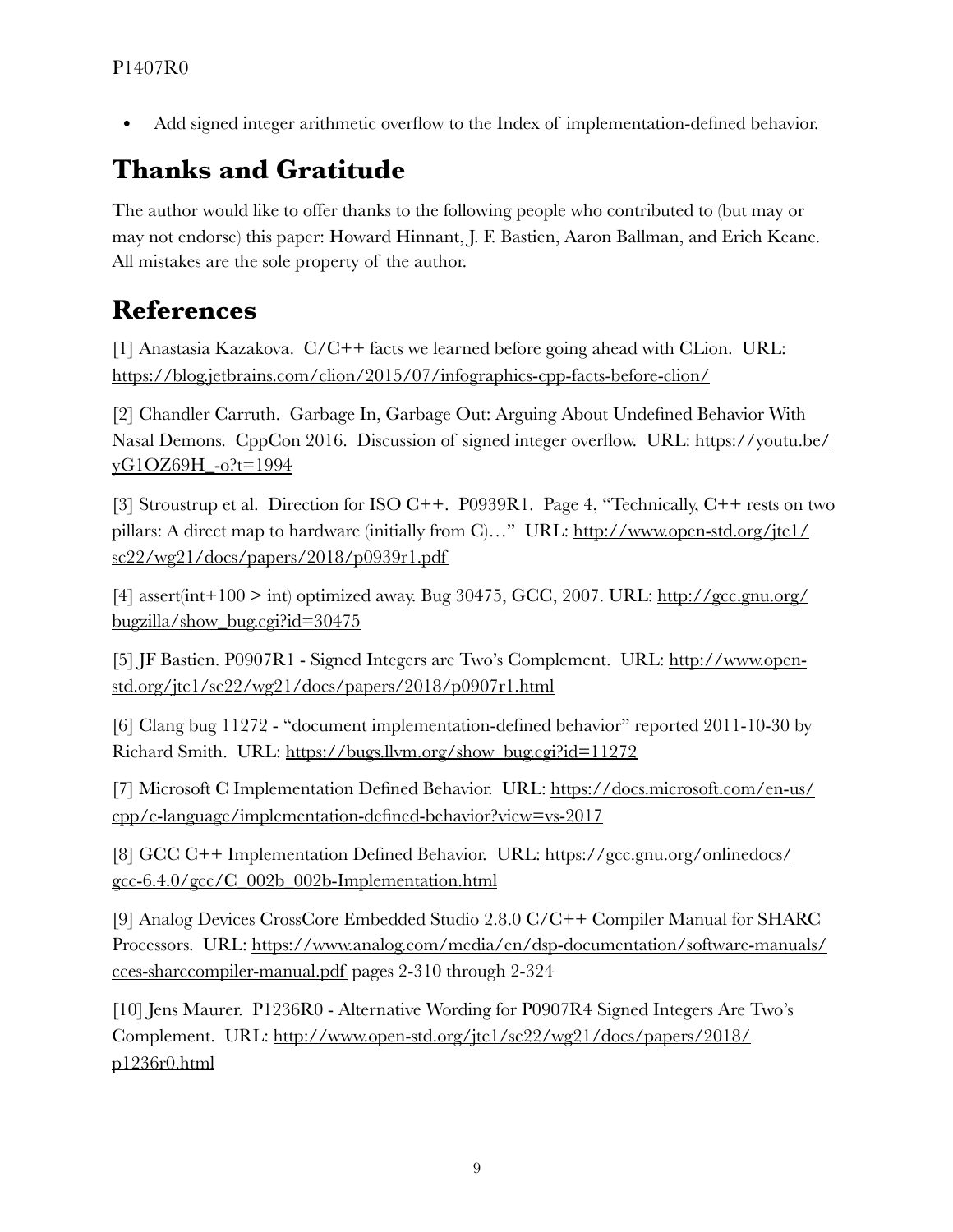- Add signed integer arithmetic overflow to the Index of implementation-defined behavior.

## Thanks and Gratitude

The author would like to offer thanks to the following people who contributed to (but may or may not endorse) this paper: Howard Hinnant, J. F. Bastien, Aaron Ballman, and Erich Keane. All mistakes are the sole property of the author.

## References

[1] Anastasia Kazakova. C/C++ facts we learned before going ahead with CLion. URL: https://blog.jetbrains.com/clion/2015/07/infographics-cpp-facts-before-clion/

[2] Chandler Carruth. Garbage In, Garbage Out: Arguing About Undefined Behavior With Nasal Demons. CppCon 2016. Discussion of signed integer overflow. URL: https://youtu.be/yG1OZ69H_-o?t=1994

[3] Stroustrup et al. Direction for ISO C++. P0939R1. Page 4, "Technically, C++ rests on two pillars: A direct map to hardware (initially from C)…" URL: http://www.open-std.org/jtc1/sc22/wg21/docs/papers/2018/p0939r1.pdf

[4] assert(int+100 > int) optimized away. Bug 30475, GCC, 2007. URL: http://gcc.gnu.org/bugzilla/show_bug.cgi?id=30475

[5] JF Bastien. P0907R1 - Signed Integers are Two's Complement. URL: http://www.open-std.org/jtc1/sc22/wg21/docs/papers/2018/p0907r1.html

[6] Clang bug 11272 - "document implementation-defined behavior" reported 2011-10-30 by Richard Smith. URL: https://bugs.llvm.org/show_bug.cgi?id=11272

[7] Microsoft C Implementation Defined Behavior. URL: https://docs.microsoft.com/en-us/cpp/c-language/implementation-defined-behavior?view=vs-2017

[8] GCC C++ Implementation Defined Behavior. URL: https://gcc.gnu.org/onlinedocs/gcc-6.4.0/gcc/C_002b_002b-Implementation.html

[9] Analog Devices CrossCore Embedded Studio 2.8.0 C/C++ Compiler Manual for SHARC Processors. URL: https://www.analog.com/media/en/dsp-documentation/software-manuals/cces-sharccompiler-manual.pdf pages 2-310 through 2-324

[10] Jens Maurer. P1236R0 - Alternative Wording for P0907R4 Signed Integers Are Two's Complement. URL: http://www.open-std.org/jtc1/sc22/wg21/docs/papers/2018/p1236r0.html